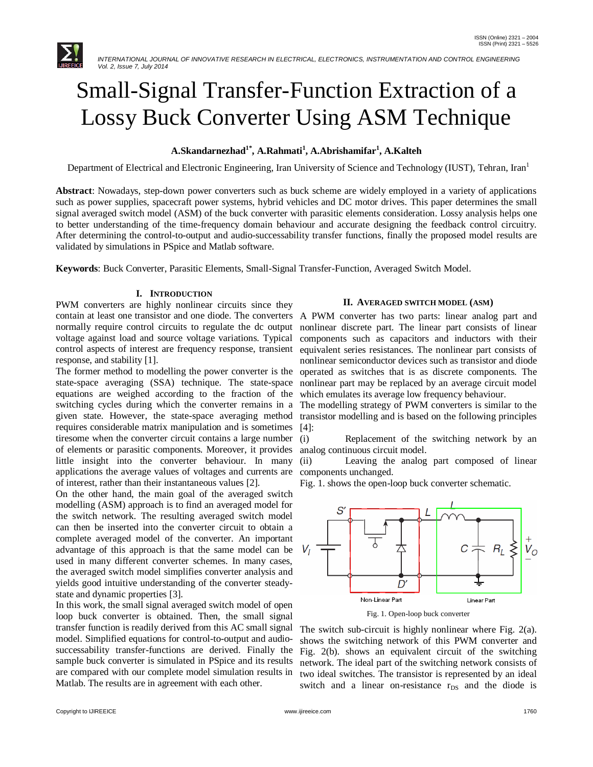# Small-Signal Transfer-Function Extraction of a Lossy Buck Converter Using ASM Technique

**A.Skandarnezhad[1*], A.Rahmati[1], A.Abrishamifar[1], A.Kalteh**

Department of Electrical and Electronic Engineering, Iran University of Science and Technology (IUST), Tehran, Iran[1]

**Abstract**: Nowadays, step-down power converters such as buck scheme are widely employed in a variety of applications such as power supplies, spacecraft power systems, hybrid vehicles and DC motor drives. This paper determines the small signal averaged switch model (ASM) of the buck converter with parasitic elements consideration. Lossy analysis helps one to better understanding of the time-frequency domain behaviour and accurate designing the feedback control circuitry. After determining the control-to-output and audio-successability transfer functions, finally the proposed model results are validated by simulations in PSpice and Matlab software.

**Keywords**: Buck Converter, Parasitic Elements, Small-Signal Transfer-Function, Averaged Switch Model.

## I. INTRODUCTION

PWM converters are highly nonlinear circuits since they contain at least one transistor and one diode. The converters normally require control circuits to regulate the dc output voltage against load and source voltage variations. Typical control aspects of interest are frequency response, transient response, and stability [1].

The former method to modelling the power converter is the state-space averaging (SSA) technique. The state-space equations are weighed according to the fraction of the switching cycles during which the converter remains in a given state. However, the state-space averaging method requires considerable matrix manipulation and is sometimes tiresome when the converter circuit contains a large number of elements or parasitic components. Moreover, it provides little insight into the converter behaviour. In many applications the average values of voltages and currents are of interest, rather than their instantaneous values [2].

On the other hand, the main goal of the averaged switch modelling (ASM) approach is to find an averaged model for the switch network. The resulting averaged switch model can then be inserted into the converter circuit to obtain a complete averaged model of the converter. An important advantage of this approach is that the same model can be used in many different converter schemes. In many cases, the averaged switch model simplifies converter analysis and yields good intuitive understanding of the converter steady-state and dynamic properties [3].

In this work, the small signal averaged switch model of open loop buck converter is obtained. Then, the small signal transfer function is readily derived from this AC small signal model. Simplified equations for control-to-output and audio-successability transfer-functions are derived. Finally the sample buck converter is simulated in PSpice and its results are compared with our complete model simulation results in Matlab. The results are in agreement with each other.

## II. AVERAGED SWITCH MODEL (ASM)

A PWM converter has two parts: linear analog part and nonlinear discrete part. The linear part consists of linear components such as capacitors and inductors with their equivalent series resistances. The nonlinear part consists of nonlinear semiconductor devices such as transistor and diode operated as switches that is as discrete components. The nonlinear part may be replaced by an average circuit model which emulates its average low frequency behaviour.

The modelling strategy of PWM converters is similar to the transistor modelling and is based on the following principles [4]:

(i) Replacement of the switching network by an analog continuous circuit model.

(ii) Leaving the analog part composed of linear components unchanged.

Fig. 1. shows the open-loop buck converter schematic.

Fig. 1. Open-loop buck converter

The switch sub-circuit is highly nonlinear where Fig. 2(a). shows the switching network of this PWM converter and Fig. 2(b). shows an equivalent circuit of the switching network. The ideal part of the switching network consists of two ideal switches. The transistor is represented by an ideal switch and a linear on-resistance $r_{DS}$ and the diode is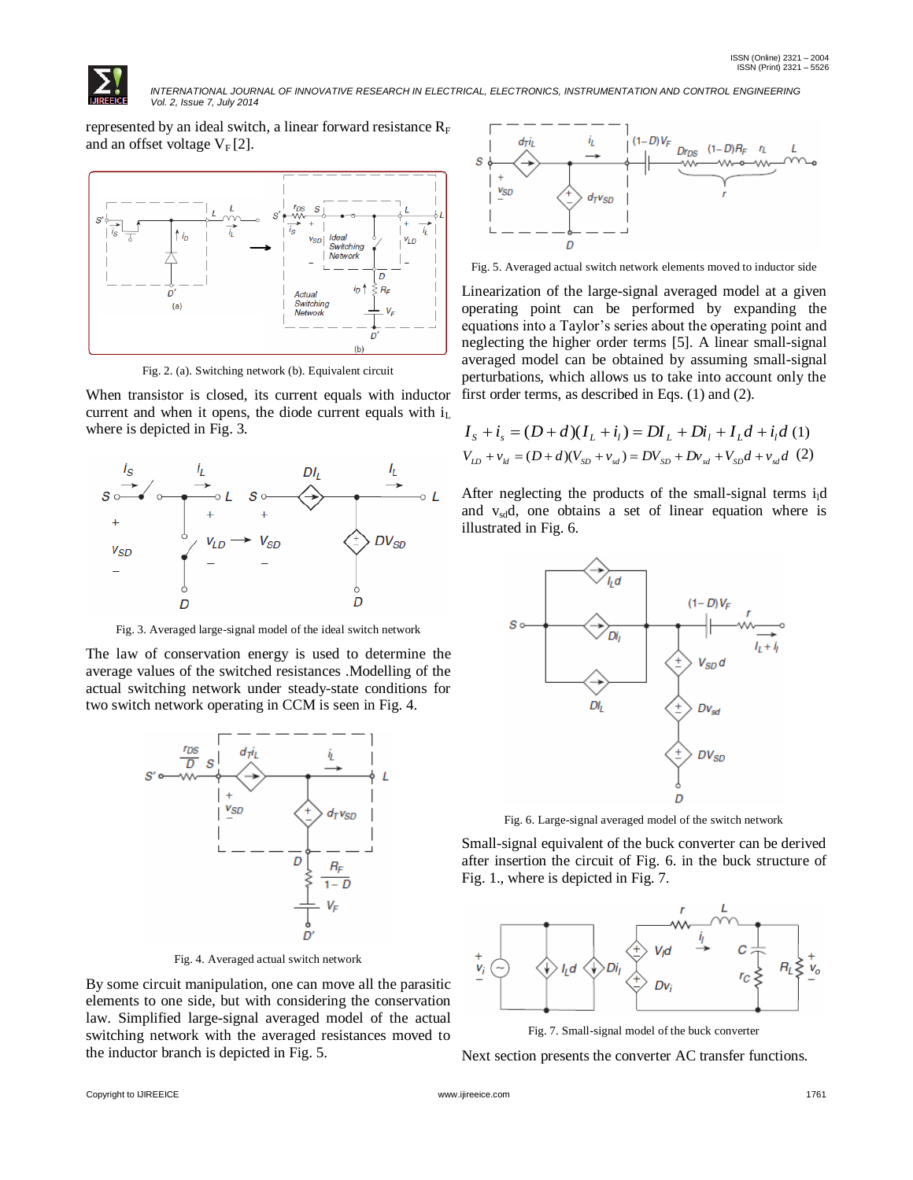represented by an ideal switch, a linear forward resistance $R_F$ and an offset voltage $V_F$ [2].

Fig. 2. (a). Switching network (b). Equivalent circuit

When transistor is closed, its current equals with inductor current and when it opens, the diode current equals with $i_L$ where is depicted in Fig. 3.

Fig. 3. Averaged large-signal model of the ideal switch network

The law of conservation energy is used to determine the average values of the switched resistances .Modelling of the actual switching network under steady-state conditions for two switch network operating in CCM is seen in Fig. 4.

Fig. 4. Averaged actual switch network

By some circuit manipulation, one can move all the parasitic elements to one side, but with considering the conservation law. Simplified large-signal averaged model of the actual switching network with the averaged resistances moved to the inductor branch is depicted in Fig. 5.

Fig. 5. Averaged actual switch network elements moved to inductor side

Linearization of the large-signal averaged model at a given operating point can be performed by expanding the equations into a Taylor's series about the operating point and neglecting the higher order terms [5]. A linear small-signal averaged model can be obtained by assuming small-signal perturbations, which allows us to take into account only the first order terms, as described in Eqs. (1) and (2).

$$I_S + i_s = (D+d)(I_L + i_l) = DI_L + Di_l + I_L d + i_l d \quad (1)$$

$$V_{LD} + v_{ld} = (D+d)(V_{SD} + v_{sd}) = DV_{SD} + Dv_{sd} + V_{SD} d + v_{sd} d \quad (2)$$

After neglecting the products of the small-signal terms $i_l d$ and $v_{sd} d$, one obtains a set of linear equation where is illustrated in Fig. 6.

Fig. 6. Large-signal averaged model of the switch network

Small-signal equivalent of the buck converter can be derived after insertion the circuit of Fig. 6. in the buck structure of Fig. 1., where is depicted in Fig. 7.

Fig. 7. Small-signal model of the buck converter

Next section presents the converter AC transfer functions.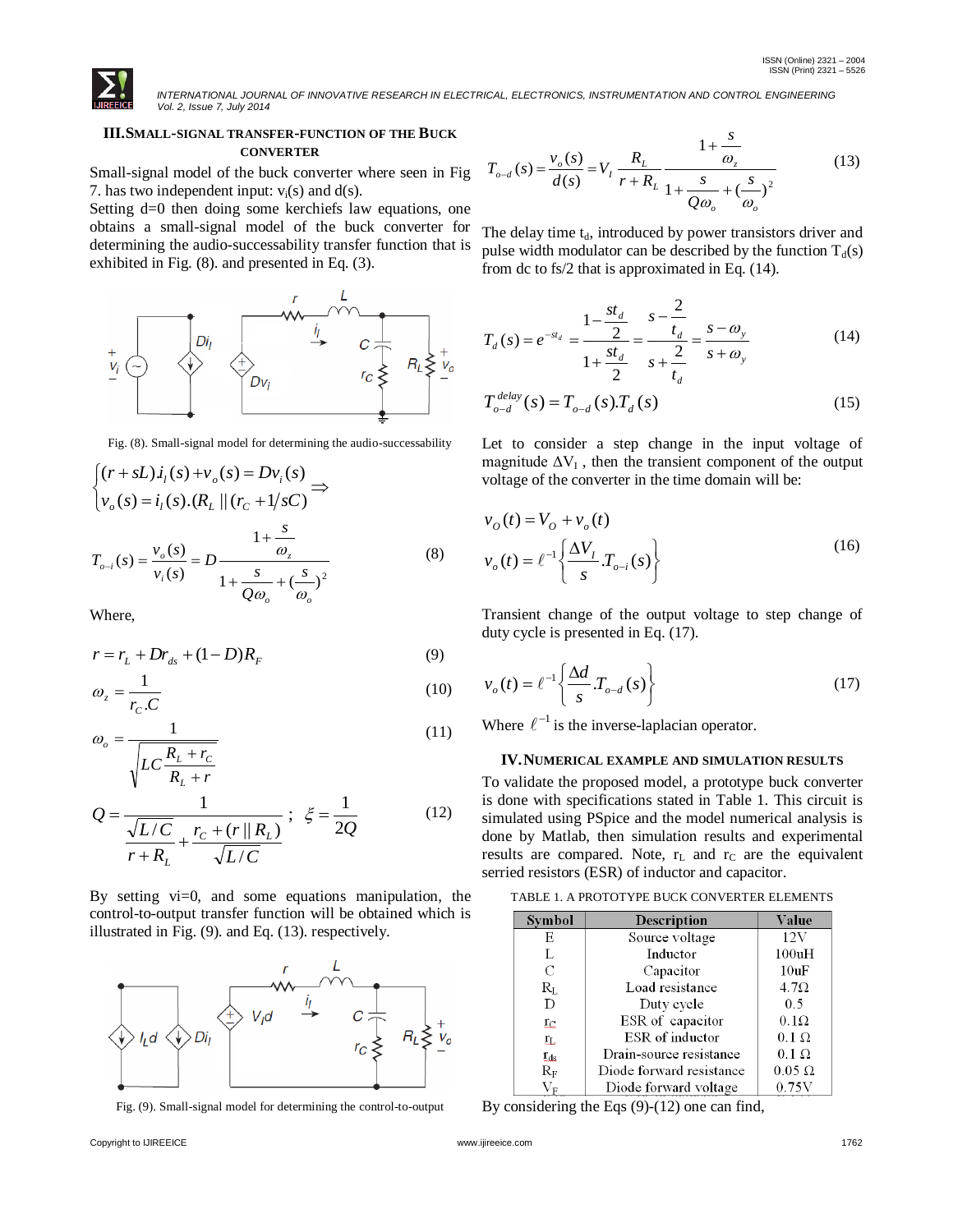## III. SMALL-SIGNAL TRANSFER-FUNCTION OF THE BUCK CONVERTER

Small-signal model of the buck converter where seen in Fig 7. has two independent input: $v_i(s)$ and $d(s)$.

Setting d=0 then doing some kerchiefs law equations, one obtains a small-signal model of the buck converter for determining the audio-successability transfer function that is exhibited in Fig. (8). and presented in Eq. (3).

Fig. (8). Small-signal model for determining the audio-successability

$$\begin{cases}(r+sL).i_l(s)+v_o(s)=Dv_i(s)\\ v_o(s)=i_l(s).(R_L \parallel (r_C+1/sC)\end{cases} \Rightarrow$$

$$T_{o-i}(s)=\frac{v_o(s)}{v_i(s)}=D\frac{1+\frac{s}{\omega_z}}{1+\frac{s}{Q\omega_o}+(\frac{s}{\omega_o})^2} \tag{8}$$

Where,

$$r=r_L+Dr_{ds}+(1-D)R_F \tag{9}$$

$$\omega_z=\frac{1}{r_C.C} \tag{10}$$

$$\omega_o=\frac{1}{\sqrt{LC\frac{R_L+r_C}{R_L+r}}} \tag{11}$$

$$Q=\frac{1}{\frac{\sqrt{L/C}}{r+R_L}+\frac{r_C+(r\parallel R_L)}{\sqrt{L/C}}}\ ;\ \ \xi=\frac{1}{2Q} \tag{12}$$

By setting vi=0, and some equations manipulation, the control-to-output transfer function will be obtained which is illustrated in Fig. (9). and Eq. (13). respectively.

Fig. (9). Small-signal model for determining the control-to-output

$$T_{o-d}(s)=\frac{v_o(s)}{d(s)}=V_I\frac{R_L}{r+R_L}\frac{1+\frac{s}{\omega_z}}{1+\frac{s}{Q\omega_o}+(\frac{s}{\omega_o})^2} \tag{13}$$

The delay time $t_d$, introduced by power transistors driver and pulse width modulator can be described by the function $T_d(s)$ from dc to fs/2 that is approximated in Eq. (14).

$$T_d(s)=e^{-st_d}=\frac{1-\frac{st_d}{2}}{1+\frac{st_d}{2}}=\frac{s-\frac{2}{t_d}}{s+\frac{2}{t_d}}=\frac{s-\omega_y}{s+\omega_y} \tag{14}$$

$$T_{o-d}^{delay}(s)=T_{o-d}(s).T_d(s) \tag{15}$$

Let to consider a step change in the input voltage of magnitude $\Delta V_I$ , then the transient component of the output voltage of the converter in the time domain will be:

$$\begin{aligned}&v_O(t)=V_O+v_o(t)\\ &v_o(t)=\ell^{-1}\left\{\frac{\Delta V_I}{s}.T_{o-i}(s)\right\}\end{aligned} \tag{16}$$

Transient change of the output voltage to step change of duty cycle is presented in Eq. (17).

$$v_o(t)=\ell^{-1}\left\{\frac{\Delta d}{s}.T_{o-d}(s)\right\} \tag{17}$$

Where $\ell^{-1}$ is the inverse-laplacian operator.

## IV. NUMERICAL EXAMPLE AND SIMULATION RESULTS

To validate the proposed model, a prototype buck converter is done with specifications stated in Table 1. This circuit is simulated using PSpice and the model numerical analysis is done by Matlab, then simulation results and experimental results are compared. Note, $r_L$ and $r_C$ are the equivalent serried resistors (ESR) of inductor and capacitor.

TABLE 1. A PROTOTYPE BUCK CONVERTER ELEMENTS

| Symbol | Description | Value |
|---|---|---|
| E | Source voltage | 12V |
| L | Inductor | 100uH |
| C | Capacitor | 10uF |
| $R_L$ | Load resistance | 4.7Ω |
| D | Duty cycle | 0.5 |
| $r_C$ | ESR of capacitor | 0.1Ω |
| $r_L$ | ESR of inductor | 0.1 Ω |
| $r_{ds}$ | Drain-source resistance | 0.1 Ω |
| $R_F$ | Diode forward resistance | 0.05 Ω |
| $V_F$ | Diode forward voltage | 0.75V |

By considering the Eqs (9)-(12) one can find,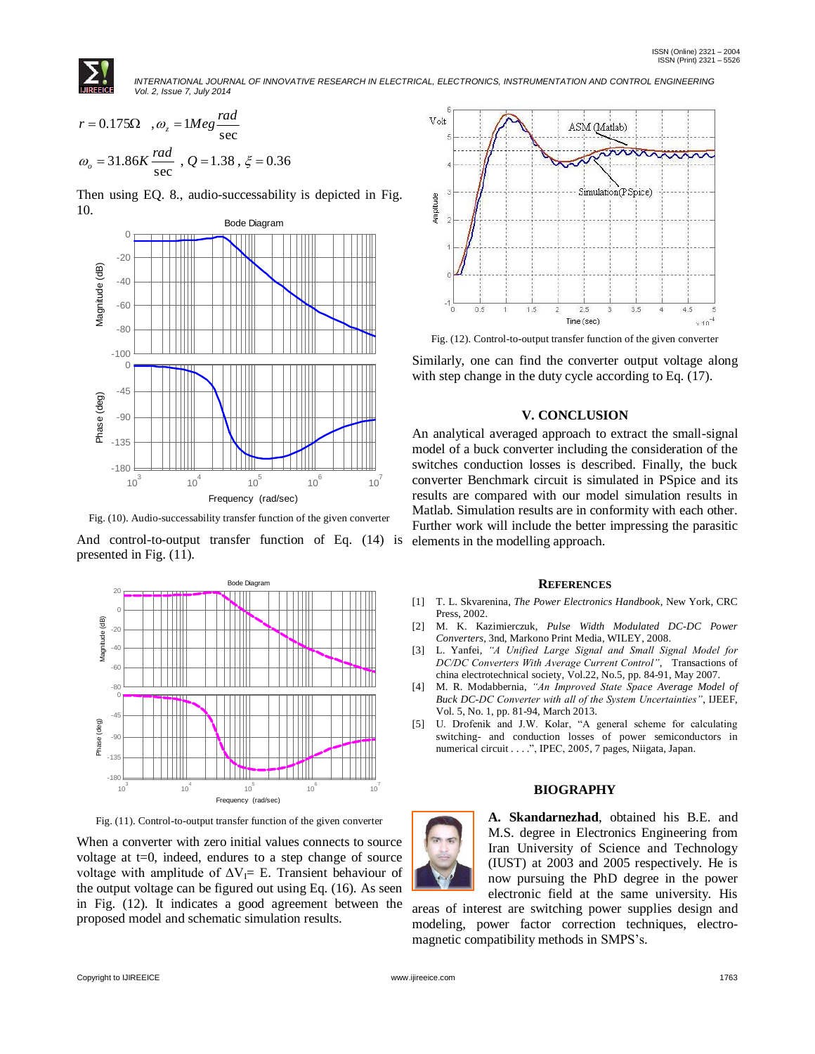$$r = 0.175\Omega \quad , \omega_z = 1Meg\frac{rad}{\sec}$$

$$\omega_o = 31.86K\frac{rad}{\sec} \text{ , } Q = 1.38 \text{ , } \xi = 0.36$$

Then using EQ. 8., audio-successability is depicted in Fig. 10.

Bode Diagram

Magnitude (dB)

0
-20
-40
-60
-80
-100

Phase (deg)

0
-45
-90
-135
-180

$10^3$ $10^4$ $10^5$ $10^6$ $10^7$

Frequency (rad/sec)

Fig. (10). Audio-successability transfer function of the given converter

And control-to-output transfer function of Eq. (14) is presented in Fig. (11).

Bode Diagram

Magnitude (dB)

20
0
-20
-40
-60
-80

Phase (deg)

0
-45
-90
-135
-180

$10^3$ $10^4$ $10^5$ $10^6$ $10^7$

Frequency (rad/sec)

Fig. (11). Control-to-output transfer function of the given converter

When a converter with zero initial values connects to source voltage at t=0, indeed, endures to a step change of source voltage with amplitude of $\Delta V_I$= E. Transient behaviour of the output voltage can be figured out using Eq. (16). As seen in Fig. (12). It indicates a good agreement between the proposed model and schematic simulation results.

Volt

ASM (Matlab)

Simulation(PSpice)

Amplitude

6
5
4
3
2
1
0
-1

0 0.5 1 1.5 2 2.5 3 3.5 4 4.5 5

Time (sec)

$\times 10^{-4}$

Fig. (12). Control-to-output transfer function of the given converter

Similarly, one can find the converter output voltage along with step change in the duty cycle according to Eq. (17).

## V. CONCLUSION

An analytical averaged approach to extract the small-signal model of a buck converter including the consideration of the switches conduction losses is described. Finally, the buck converter Benchmark circuit is simulated in PSpice and its results are compared with our model simulation results in Matlab. Simulation results are in conformity with each other. Further work will include the better impressing the parasitic elements in the modelling approach.

## REFERENCES

[1] T. L. Skvarenina, *The Power Electronics Handbook*, New York, CRC Press, 2002.

[2] M. K. Kazimierczuk, *Pulse Width Modulated DC-DC Power Converters*, 3nd, Markono Print Media, WILEY, 2008.

[3] L. Yanfei, *"A Unified Large Signal and Small Signal Model for DC/DC Converters With Average Current Control"*, Transactions of china electrotechnical society, Vol.22, No.5, pp. 84-91, May 2007.

[4] M. R. Modabbernia, *"An Improved State Space Average Model of Buck DC-DC Converter with all of the System Uncertainties"*, IJEEF, Vol. 5, No. 1, pp. 81-94, March 2013.

[5] U. Drofenik and J.W. Kolar, "A general scheme for calculating switching- and conduction losses of power semiconductors in numerical circuit . . . .", IPEC, 2005, 7 pages, Niigata, Japan.

## BIOGRAPHY

**A. Skandarnezhad**, obtained his B.E. and M.S. degree in Electronics Engineering from Iran University of Science and Technology (IUST) at 2003 and 2005 respectively. He is now pursuing the PhD degree in the power electronic field at the same university. His areas of interest are switching power supplies design and modeling, power factor correction techniques, electro-magnetic compatibility methods in SMPS's.